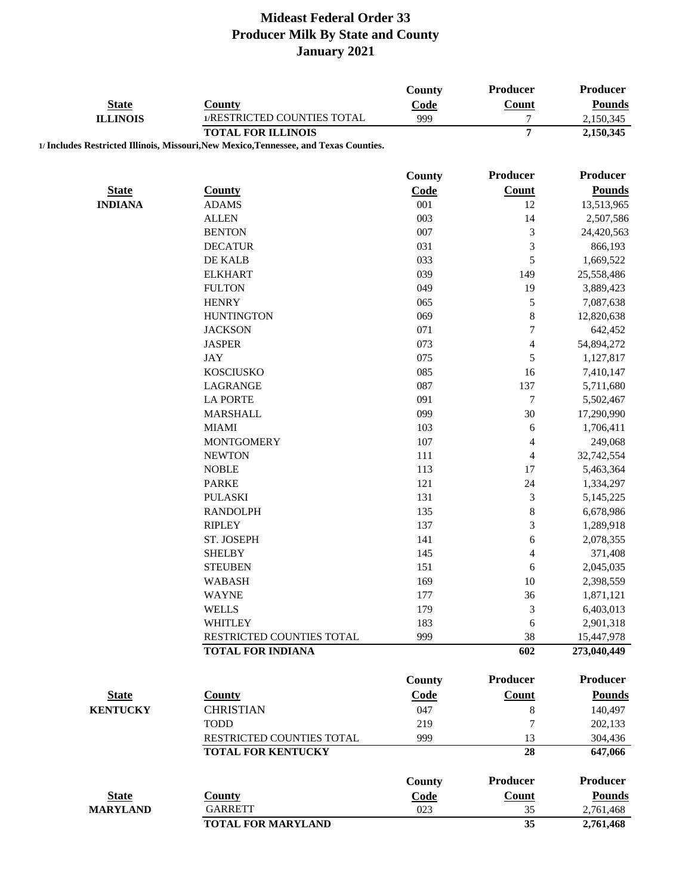# Mideast Federal Order 33
# Producer Milk By State and County
# January 2021

| State | County | County Code | Producer Count | Producer Pounds |
|---|---|---|---|---|
| ILLINOIS | 1/RESTRICTED COUNTIES TOTAL | 999 | 7 | 2,150,345 |
| | **TOTAL FOR ILLINOIS** | | **7** | **2,150,345** |

**1/ Includes Restricted Illinois, Missouri,New Mexico,Tennessee, and Texas Counties.**

| State | County | County Code | Producer Count | Producer Pounds |
|---|---|---|---|---|
| INDIANA | ADAMS | 001 | 12 | 13,513,965 |
| | ALLEN | 003 | 14 | 2,507,586 |
| | BENTON | 007 | 3 | 24,420,563 |
| | DECATUR | 031 | 3 | 866,193 |
| | DE KALB | 033 | 5 | 1,669,522 |
| | ELKHART | 039 | 149 | 25,558,486 |
| | FULTON | 049 | 19 | 3,889,423 |
| | HENRY | 065 | 5 | 7,087,638 |
| | HUNTINGTON | 069 | 8 | 12,820,638 |
| | JACKSON | 071 | 7 | 642,452 |
| | JASPER | 073 | 4 | 54,894,272 |
| | JAY | 075 | 5 | 1,127,817 |
| | KOSCIUSKO | 085 | 16 | 7,410,147 |
| | LAGRANGE | 087 | 137 | 5,711,680 |
| | LA PORTE | 091 | 7 | 5,502,467 |
| | MARSHALL | 099 | 30 | 17,290,990 |
| | MIAMI | 103 | 6 | 1,706,411 |
| | MONTGOMERY | 107 | 4 | 249,068 |
| | NEWTON | 111 | 4 | 32,742,554 |
| | NOBLE | 113 | 17 | 5,463,364 |
| | PARKE | 121 | 24 | 1,334,297 |
| | PULASKI | 131 | 3 | 5,145,225 |
| | RANDOLPH | 135 | 8 | 6,678,986 |
| | RIPLEY | 137 | 3 | 1,289,918 |
| | ST. JOSEPH | 141 | 6 | 2,078,355 |
| | SHELBY | 145 | 4 | 371,408 |
| | STEUBEN | 151 | 6 | 2,045,035 |
| | WABASH | 169 | 10 | 2,398,559 |
| | WAYNE | 177 | 36 | 1,871,121 |
| | WELLS | 179 | 3 | 6,403,013 |
| | WHITLEY | 183 | 6 | 2,901,318 |
| | RESTRICTED COUNTIES TOTAL | 999 | 38 | 15,447,978 |
| | **TOTAL FOR INDIANA** | | **602** | **273,040,449** |

| State | County | County Code | Producer Count | Producer Pounds |
|---|---|---|---|---|
| KENTUCKY | CHRISTIAN | 047 | 8 | 140,497 |
| | TODD | 219 | 7 | 202,133 |
| | RESTRICTED COUNTIES TOTAL | 999 | 13 | 304,436 |
| | **TOTAL FOR KENTUCKY** | | **28** | **647,066** |

| State | County | County Code | Producer Count | Producer Pounds |
|---|---|---|---|---|
| MARYLAND | GARRETT | 023 | 35 | 2,761,468 |
| | **TOTAL FOR MARYLAND** | | **35** | **2,761,468** |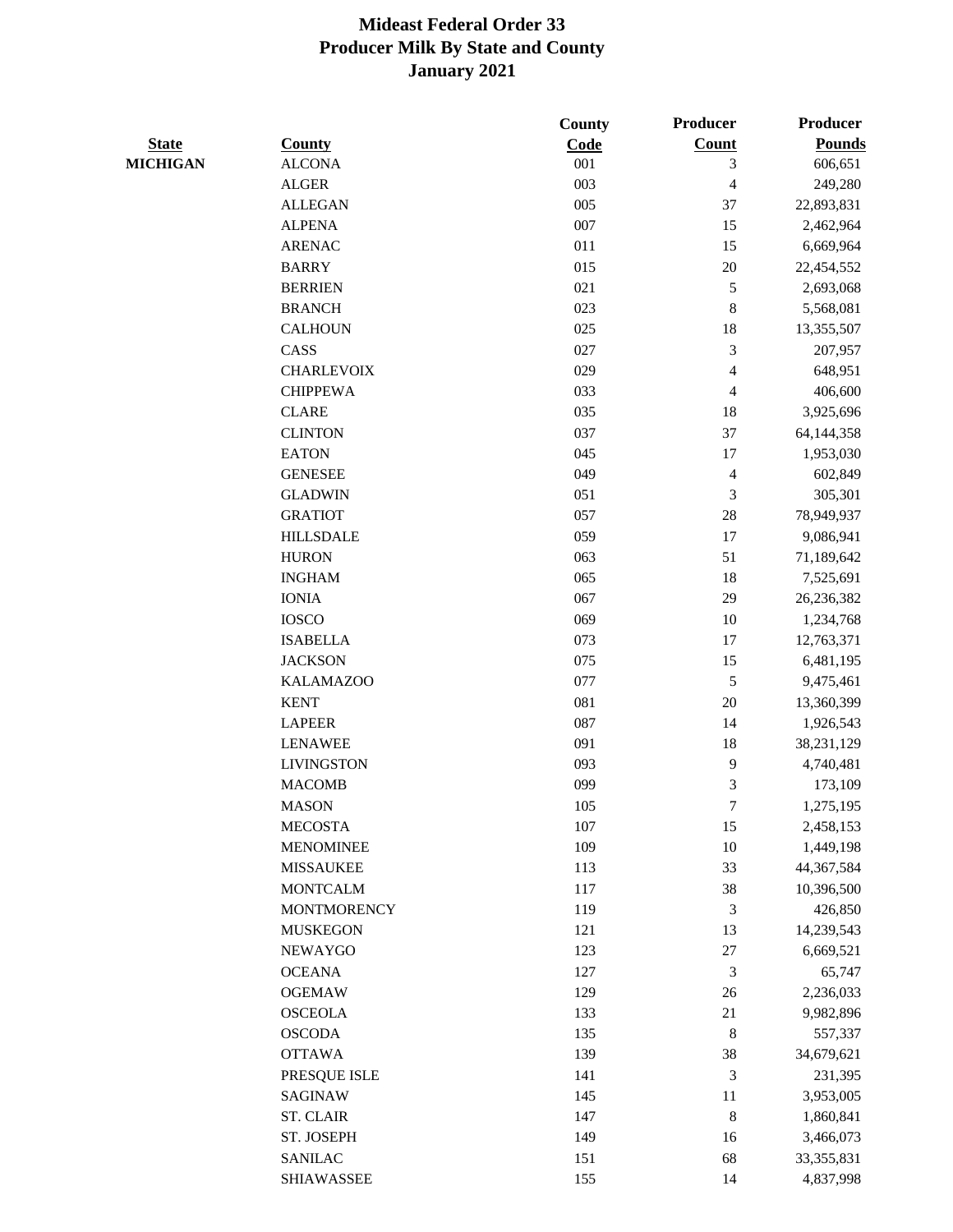# Mideast Federal Order 33
## Producer Milk By State and County
## January 2021

| State | County | County Code | Producer Count | Producer Pounds |
|---|---|---|---|---|
| MICHIGAN | ALCONA | 001 | 3 | 606,651 |
| | ALGER | 003 | 4 | 249,280 |
| | ALLEGAN | 005 | 37 | 22,893,831 |
| | ALPENA | 007 | 15 | 2,462,964 |
| | ARENAC | 011 | 15 | 6,669,964 |
| | BARRY | 015 | 20 | 22,454,552 |
| | BERRIEN | 021 | 5 | 2,693,068 |
| | BRANCH | 023 | 8 | 5,568,081 |
| | CALHOUN | 025 | 18 | 13,355,507 |
| | CASS | 027 | 3 | 207,957 |
| | CHARLEVOIX | 029 | 4 | 648,951 |
| | CHIPPEWA | 033 | 4 | 406,600 |
| | CLARE | 035 | 18 | 3,925,696 |
| | CLINTON | 037 | 37 | 64,144,358 |
| | EATON | 045 | 17 | 1,953,030 |
| | GENESEE | 049 | 4 | 602,849 |
| | GLADWIN | 051 | 3 | 305,301 |
| | GRATIOT | 057 | 28 | 78,949,937 |
| | HILLSDALE | 059 | 17 | 9,086,941 |
| | HURON | 063 | 51 | 71,189,642 |
| | INGHAM | 065 | 18 | 7,525,691 |
| | IONIA | 067 | 29 | 26,236,382 |
| | IOSCO | 069 | 10 | 1,234,768 |
| | ISABELLA | 073 | 17 | 12,763,371 |
| | JACKSON | 075 | 15 | 6,481,195 |
| | KALAMAZOO | 077 | 5 | 9,475,461 |
| | KENT | 081 | 20 | 13,360,399 |
| | LAPEER | 087 | 14 | 1,926,543 |
| | LENAWEE | 091 | 18 | 38,231,129 |
| | LIVINGSTON | 093 | 9 | 4,740,481 |
| | MACOMB | 099 | 3 | 173,109 |
| | MASON | 105 | 7 | 1,275,195 |
| | MECOSTA | 107 | 15 | 2,458,153 |
| | MENOMINEE | 109 | 10 | 1,449,198 |
| | MISSAUKEE | 113 | 33 | 44,367,584 |
| | MONTCALM | 117 | 38 | 10,396,500 |
| | MONTMORENCY | 119 | 3 | 426,850 |
| | MUSKEGON | 121 | 13 | 14,239,543 |
| | NEWAYGO | 123 | 27 | 6,669,521 |
| | OCEANA | 127 | 3 | 65,747 |
| | OGEMAW | 129 | 26 | 2,236,033 |
| | OSCEOLA | 133 | 21 | 9,982,896 |
| | OSCODA | 135 | 8 | 557,337 |
| | OTTAWA | 139 | 38 | 34,679,621 |
| | PRESQUE ISLE | 141 | 3 | 231,395 |
| | SAGINAW | 145 | 11 | 3,953,005 |
| | ST. CLAIR | 147 | 8 | 1,860,841 |
| | ST. JOSEPH | 149 | 16 | 3,466,073 |
| | SANILAC | 151 | 68 | 33,355,831 |
| | SHIAWASSEE | 155 | 14 | 4,837,998 |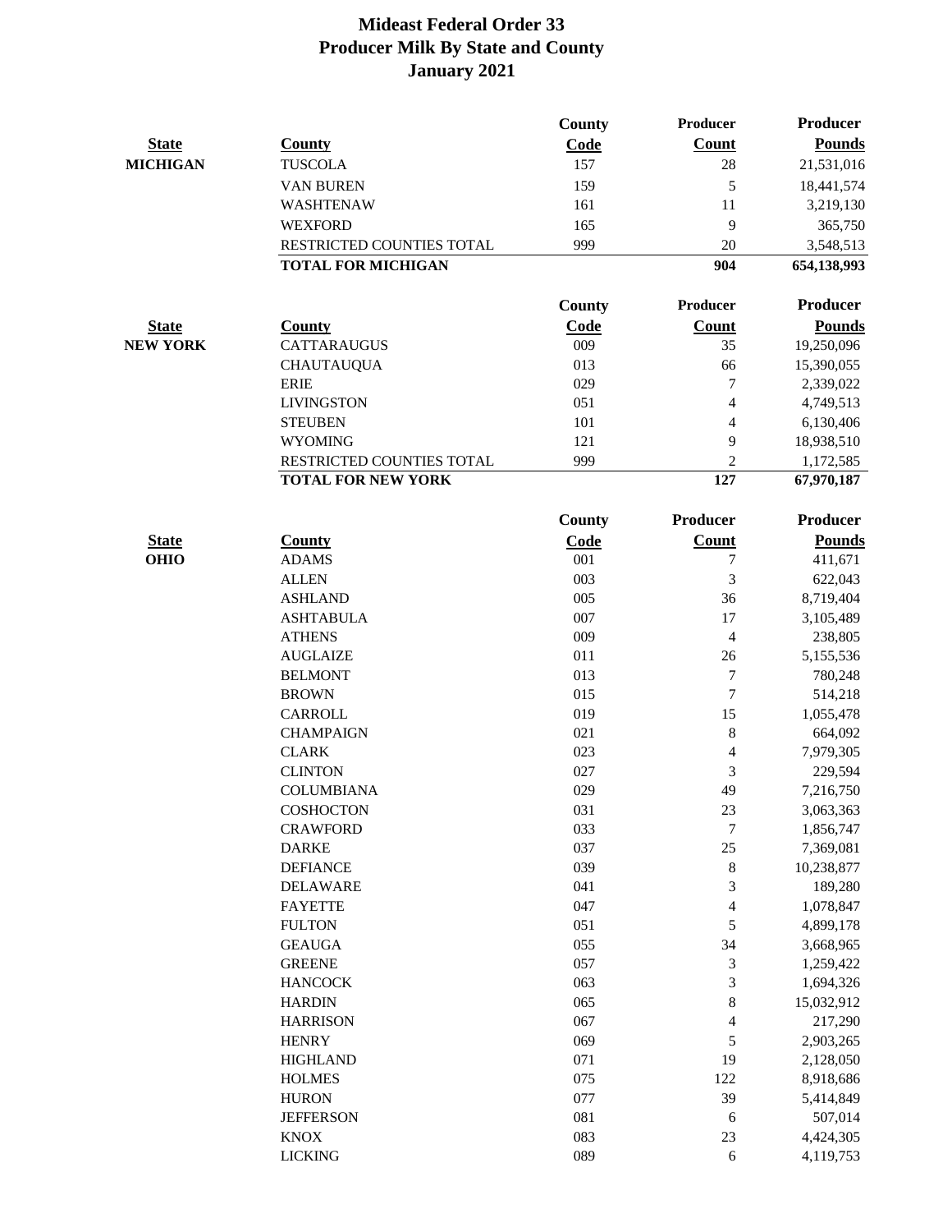# Mideast Federal Order 33
## Producer Milk By State and County
## January 2021

| State | County | County Code | Producer Count | Producer Pounds |
|---|---|---|---|---|
| MICHIGAN | TUSCOLA | 157 | 28 | 21,531,016 |
| | VAN BUREN | 159 | 5 | 18,441,574 |
| | WASHTENAW | 161 | 11 | 3,219,130 |
| | WEXFORD | 165 | 9 | 365,750 |
| | RESTRICTED COUNTIES TOTAL | 999 | 20 | 3,548,513 |
| | **TOTAL FOR MICHIGAN** | | **904** | **654,138,993** |

| State | County | County Code | Producer Count | Producer Pounds |
|---|---|---|---|---|
| NEW YORK | CATTARAUGUS | 009 | 35 | 19,250,096 |
| | CHAUTAUQUA | 013 | 66 | 15,390,055 |
| | ERIE | 029 | 7 | 2,339,022 |
| | LIVINGSTON | 051 | 4 | 4,749,513 |
| | STEUBEN | 101 | 4 | 6,130,406 |
| | WYOMING | 121 | 9 | 18,938,510 |
| | RESTRICTED COUNTIES TOTAL | 999 | 2 | 1,172,585 |
| | **TOTAL FOR NEW YORK** | | **127** | **67,970,187** |

| State | County | County Code | Producer Count | Producer Pounds |
|---|---|---|---|---|
| OHIO | ADAMS | 001 | 7 | 411,671 |
| | ALLEN | 003 | 3 | 622,043 |
| | ASHLAND | 005 | 36 | 8,719,404 |
| | ASHTABULA | 007 | 17 | 3,105,489 |
| | ATHENS | 009 | 4 | 238,805 |
| | AUGLAIZE | 011 | 26 | 5,155,536 |
| | BELMONT | 013 | 7 | 780,248 |
| | BROWN | 015 | 7 | 514,218 |
| | CARROLL | 019 | 15 | 1,055,478 |
| | CHAMPAIGN | 021 | 8 | 664,092 |
| | CLARK | 023 | 4 | 7,979,305 |
| | CLINTON | 027 | 3 | 229,594 |
| | COLUMBIANA | 029 | 49 | 7,216,750 |
| | COSHOCTON | 031 | 23 | 3,063,363 |
| | CRAWFORD | 033 | 7 | 1,856,747 |
| | DARKE | 037 | 25 | 7,369,081 |
| | DEFIANCE | 039 | 8 | 10,238,877 |
| | DELAWARE | 041 | 3 | 189,280 |
| | FAYETTE | 047 | 4 | 1,078,847 |
| | FULTON | 051 | 5 | 4,899,178 |
| | GEAUGA | 055 | 34 | 3,668,965 |
| | GREENE | 057 | 3 | 1,259,422 |
| | HANCOCK | 063 | 3 | 1,694,326 |
| | HARDIN | 065 | 8 | 15,032,912 |
| | HARRISON | 067 | 4 | 217,290 |
| | HENRY | 069 | 5 | 2,903,265 |
| | HIGHLAND | 071 | 19 | 2,128,050 |
| | HOLMES | 075 | 122 | 8,918,686 |
| | HURON | 077 | 39 | 5,414,849 |
| | JEFFERSON | 081 | 6 | 507,014 |
| | KNOX | 083 | 23 | 4,424,305 |
| | LICKING | 089 | 6 | 4,119,753 |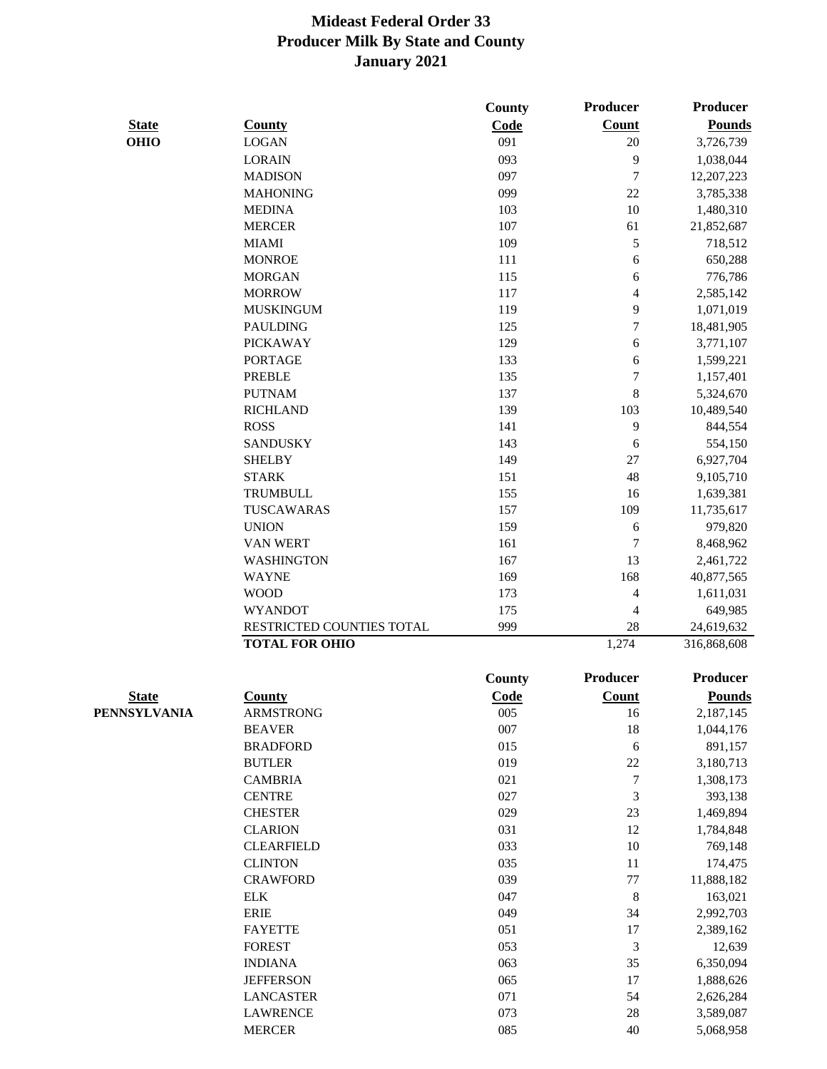# Mideast Federal Order 33
## Producer Milk By State and County
## January 2021

| State | County | County Code | Producer Count | Producer Pounds |
|---|---|---|---|---|
| OHIO | LOGAN | 091 | 20 | 3,726,739 |
| | LORAIN | 093 | 9 | 1,038,044 |
| | MADISON | 097 | 7 | 12,207,223 |
| | MAHONING | 099 | 22 | 3,785,338 |
| | MEDINA | 103 | 10 | 1,480,310 |
| | MERCER | 107 | 61 | 21,852,687 |
| | MIAMI | 109 | 5 | 718,512 |
| | MONROE | 111 | 6 | 650,288 |
| | MORGAN | 115 | 6 | 776,786 |
| | MORROW | 117 | 4 | 2,585,142 |
| | MUSKINGUM | 119 | 9 | 1,071,019 |
| | PAULDING | 125 | 7 | 18,481,905 |
| | PICKAWAY | 129 | 6 | 3,771,107 |
| | PORTAGE | 133 | 6 | 1,599,221 |
| | PREBLE | 135 | 7 | 1,157,401 |
| | PUTNAM | 137 | 8 | 5,324,670 |
| | RICHLAND | 139 | 103 | 10,489,540 |
| | ROSS | 141 | 9 | 844,554 |
| | SANDUSKY | 143 | 6 | 554,150 |
| | SHELBY | 149 | 27 | 6,927,704 |
| | STARK | 151 | 48 | 9,105,710 |
| | TRUMBULL | 155 | 16 | 1,639,381 |
| | TUSCARAWAS | 157 | 109 | 11,735,617 |
| | UNION | 159 | 6 | 979,820 |
| | VAN WERT | 161 | 7 | 8,468,962 |
| | WASHINGTON | 167 | 13 | 2,461,722 |
| | WAYNE | 169 | 168 | 40,877,565 |
| | WOOD | 173 | 4 | 1,611,031 |
| | WYANDOT | 175 | 4 | 649,985 |
| | RESTRICTED COUNTIES TOTAL | 999 | 28 | 24,619,632 |
| | **TOTAL FOR OHIO** | | 1,274 | 316,868,608 |

| State | County | County Code | Producer Count | Producer Pounds |
|---|---|---|---|---|
| PENNSYLVANIA | ARMSTRONG | 005 | 16 | 2,187,145 |
| | BEAVER | 007 | 18 | 1,044,176 |
| | BRADFORD | 015 | 6 | 891,157 |
| | BUTLER | 019 | 22 | 3,180,713 |
| | CAMBRIA | 021 | 7 | 1,308,173 |
| | CENTRE | 027 | 3 | 393,138 |
| | CHESTER | 029 | 23 | 1,469,894 |
| | CLARION | 031 | 12 | 1,784,848 |
| | CLEARFIELD | 033 | 10 | 769,148 |
| | CLINTON | 035 | 11 | 174,475 |
| | CRAWFORD | 039 | 77 | 11,888,182 |
| | ELK | 047 | 8 | 163,021 |
| | ERIE | 049 | 34 | 2,992,703 |
| | FAYETTE | 051 | 17 | 2,389,162 |
| | FOREST | 053 | 3 | 12,639 |
| | INDIANA | 063 | 35 | 6,350,094 |
| | JEFFERSON | 065 | 17 | 1,888,626 |
| | LANCASTER | 071 | 54 | 2,626,284 |
| | LAWRENCE | 073 | 28 | 3,589,087 |
| | MERCER | 085 | 40 | 5,068,958 |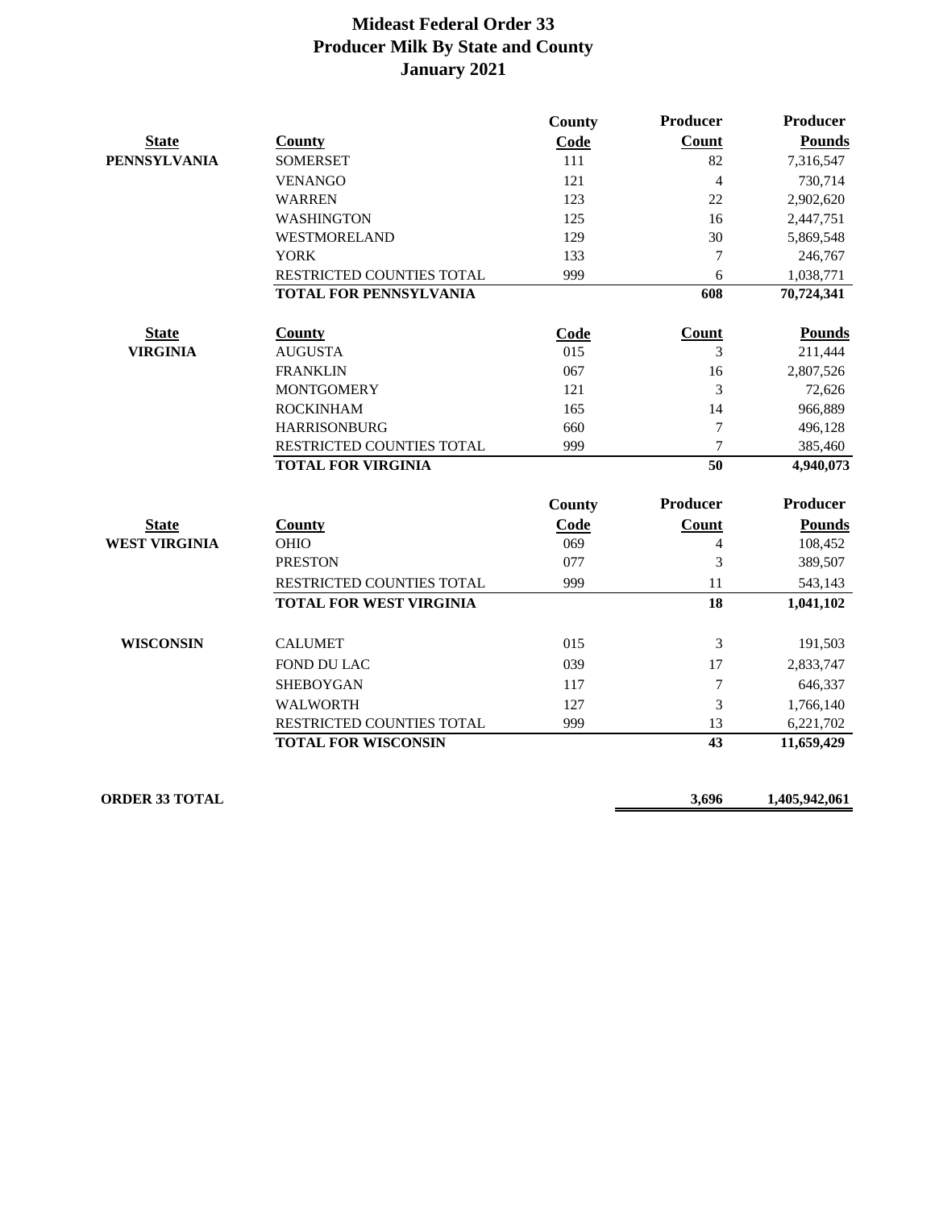# Mideast Federal Order 33
# Producer Milk By State and County
# January 2021

| State | County | County Code | Producer Count | Producer Pounds |
|---|---|---|---|---|
| PENNSYLVANIA | SOMERSET | 111 | 82 | 7,316,547 |
| | VENANGO | 121 | 4 | 730,714 |
| | WARREN | 123 | 22 | 2,902,620 |
| | WASHINGTON | 125 | 16 | 2,447,751 |
| | WESTMORELAND | 129 | 30 | 5,869,548 |
| | YORK | 133 | 7 | 246,767 |
| | RESTRICTED COUNTIES TOTAL | 999 | 6 | 1,038,771 |
| | **TOTAL FOR PENNSYLVANIA** | | **608** | **70,724,341** |

| State | County | Code | Count | Pounds |
|---|---|---|---|---|
| VIRGINIA | AUGUSTA | 015 | 3 | 211,444 |
| | FRANKLIN | 067 | 16 | 2,807,526 |
| | MONTGOMERY | 121 | 3 | 72,626 |
| | ROCKINHAM | 165 | 14 | 966,889 |
| | HARRISONBURG | 660 | 7 | 496,128 |
| | RESTRICTED COUNTIES TOTAL | 999 | 7 | 385,460 |
| | **TOTAL FOR VIRGINIA** | | **50** | **4,940,073** |

| State | County | County Code | Producer Count | Producer Pounds |
|---|---|---|---|---|
| WEST VIRGINIA | OHIO | 069 | 4 | 108,452 |
| | PRESTON | 077 | 3 | 389,507 |
| | RESTRICTED COUNTIES TOTAL | 999 | 11 | 543,143 |
| | **TOTAL FOR WEST VIRGINIA** | | **18** | **1,041,102** |
| WISCONSIN | CALUMET | 015 | 3 | 191,503 |
| | FOND DU LAC | 039 | 17 | 2,833,747 |
| | SHEBOYGAN | 117 | 7 | 646,337 |
| | WALWORTH | 127 | 3 | 1,766,140 |
| | RESTRICTED COUNTIES TOTAL | 999 | 13 | 6,221,702 |
| | **TOTAL FOR WISCONSIN** | | **43** | **11,659,429** |
| **ORDER 33 TOTAL** | | | **3,696** | **1,405,942,061** |